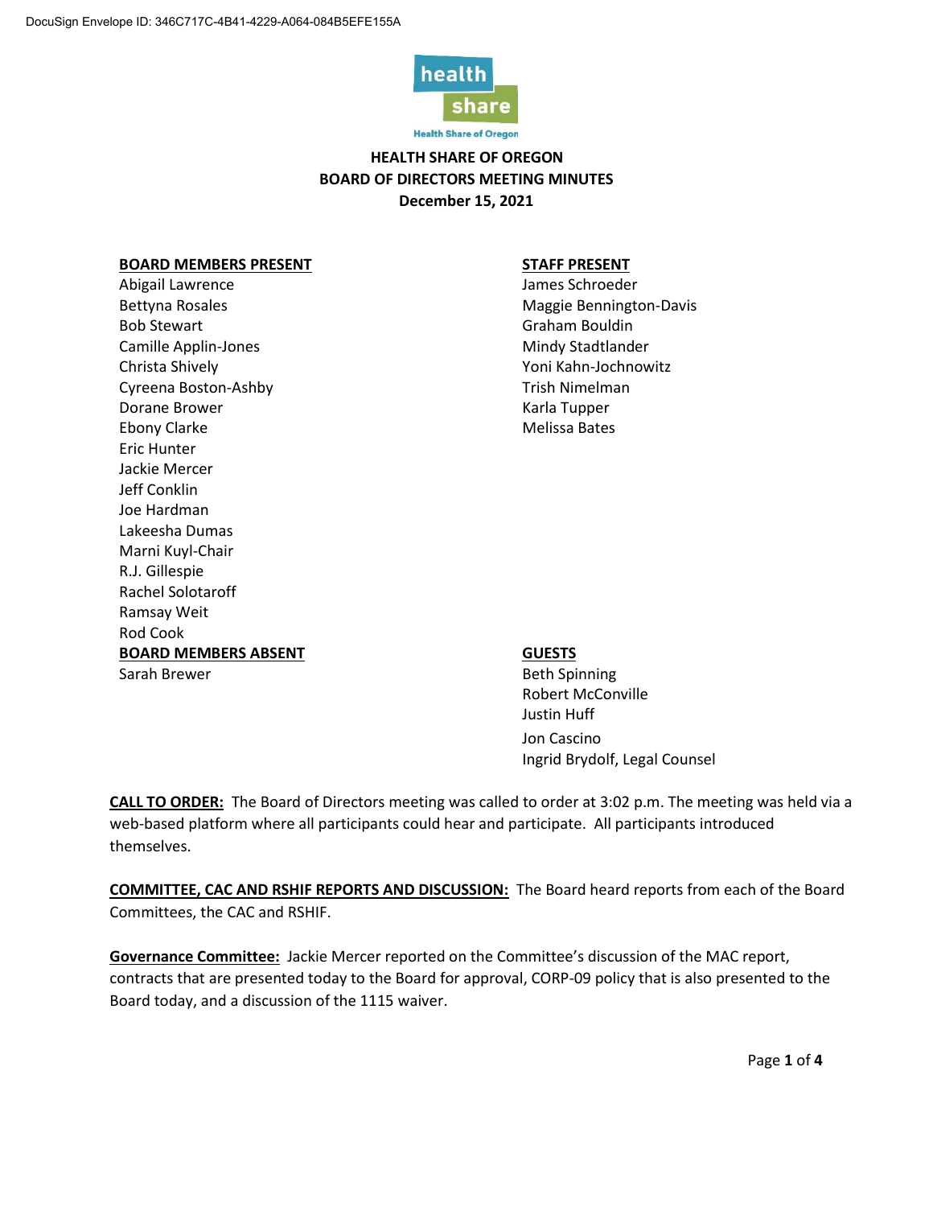DocuSign Envelope ID: 346C717C-4B41-4229-A064-084B5EFE155A

# HEALTH SHARE OF OREGON
## BOARD OF DIRECTORS MEETING MINUTES
### December 15, 2021

**BOARD MEMBERS PRESENT**
Abigail Lawrence
Bettyna Rosales
Bob Stewart
Camille Applin-Jones
Christa Shively
Cyreena Boston-Ashby
Dorane Brower
Ebony Clarke
Eric Hunter
Jackie Mercer
Jeff Conklin
Joe Hardman
Lakeesha Dumas
Marni Kuyl-Chair
R.J. Gillespie
Rachel Solotaroff
Ramsay Weit
Rod Cook

**BOARD MEMBERS ABSENT**
Sarah Brewer

**STAFF PRESENT**
James Schroeder
Maggie Bennington-Davis
Graham Bouldin
Mindy Stadtlander
Yoni Kahn-Jochnowitz
Trish Nimelman
Karla Tupper
Melissa Bates

**GUESTS**
Beth Spinning
Robert McConville
Justin Huff
Jon Cascino
Ingrid Brydolf, Legal Counsel

**CALL TO ORDER:** The Board of Directors meeting was called to order at 3:02 p.m. The meeting was held via a web-based platform where all participants could hear and participate. All participants introduced themselves.

**COMMITTEE, CAC AND RSHIF REPORTS AND DISCUSSION:** The Board heard reports from each of the Board Committees, the CAC and RSHIF.

**Governance Committee:** Jackie Mercer reported on the Committee's discussion of the MAC report, contracts that are presented today to the Board for approval, CORP-09 policy that is also presented to the Board today, and a discussion of the 1115 waiver.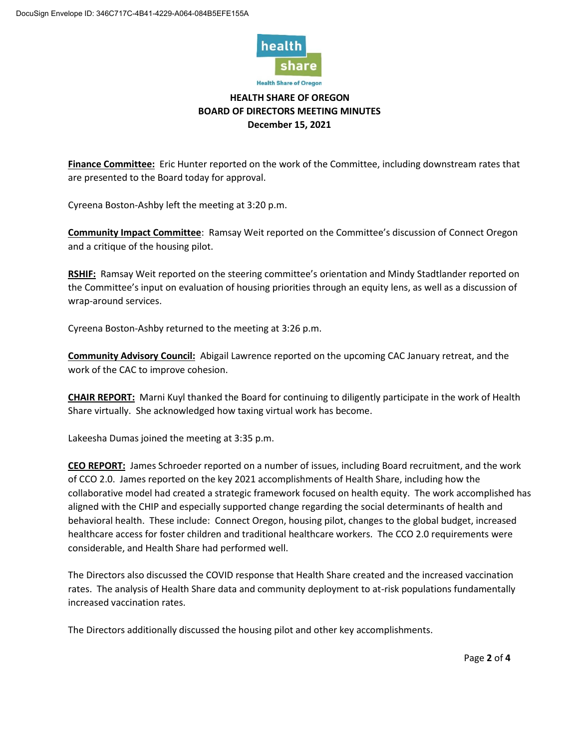**Finance Committee:** Eric Hunter reported on the work of the Committee, including downstream rates that are presented to the Board today for approval.

Cyreena Boston-Ashby left the meeting at 3:20 p.m.

**Community Impact Committee**: Ramsay Weit reported on the Committee's discussion of Connect Oregon and a critique of the housing pilot.

**RSHIF:** Ramsay Weit reported on the steering committee's orientation and Mindy Stadtlander reported on the Committee's input on evaluation of housing priorities through an equity lens, as well as a discussion of wrap-around services.

Cyreena Boston-Ashby returned to the meeting at 3:26 p.m.

**Community Advisory Council:** Abigail Lawrence reported on the upcoming CAC January retreat, and the work of the CAC to improve cohesion.

**CHAIR REPORT:** Marni Kuyl thanked the Board for continuing to diligently participate in the work of Health Share virtually. She acknowledged how taxing virtual work has become.

Lakeesha Dumas joined the meeting at 3:35 p.m.

**CEO REPORT:** James Schroeder reported on a number of issues, including Board recruitment, and the work of CCO 2.0. James reported on the key 2021 accomplishments of Health Share, including how the collaborative model had created a strategic framework focused on health equity. The work accomplished has aligned with the CHIP and especially supported change regarding the social determinants of health and behavioral health. These include: Connect Oregon, housing pilot, changes to the global budget, increased healthcare access for foster children and traditional healthcare workers. The CCO 2.0 requirements were considerable, and Health Share had performed well.

The Directors also discussed the COVID response that Health Share created and the increased vaccination rates. The analysis of Health Share data and community deployment to at-risk populations fundamentally increased vaccination rates.

The Directors additionally discussed the housing pilot and other key accomplishments.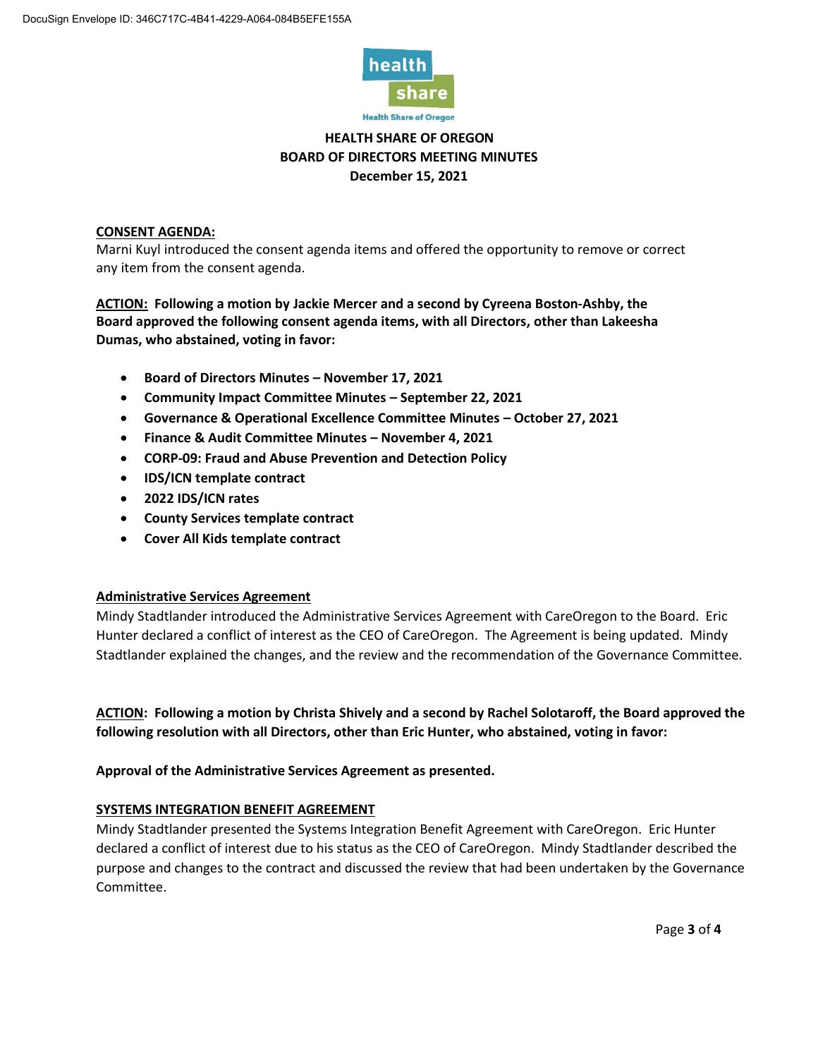DocuSign Envelope ID: 346C717C-4B41-4229-A064-084B5EFE155A

**HEALTH SHARE OF OREGON**
**BOARD OF DIRECTORS MEETING MINUTES**
**December 15, 2021**

**<u>CONSENT AGENDA:</u>**
Marni Kuyl introduced the consent agenda items and offered the opportunity to remove or correct any item from the consent agenda.

**<u>ACTION:</u> Following a motion by Jackie Mercer and a second by Cyreena Boston-Ashby, the Board approved the following consent agenda items, with all Directors, other than Lakeesha Dumas, who abstained, voting in favor:**

- **Board of Directors Minutes – November 17, 2021**
- **Community Impact Committee Minutes – September 22, 2021**
- **Governance & Operational Excellence Committee Minutes – October 27, 2021**
- **Finance & Audit Committee Minutes – November 4, 2021**
- **CORP-09: Fraud and Abuse Prevention and Detection Policy**
- **IDS/ICN template contract**
- **2022 IDS/ICN rates**
- **County Services template contract**
- **Cover All Kids template contract**

**<u>Administrative Services Agreement</u>**
Mindy Stadtlander introduced the Administrative Services Agreement with CareOregon to the Board. Eric Hunter declared a conflict of interest as the CEO of CareOregon. The Agreement is being updated. Mindy Stadtlander explained the changes, and the review and the recommendation of the Governance Committee.

**<u>ACTION</u>: Following a motion by Christa Shively and a second by Rachel Solotaroff, the Board approved the following resolution with all Directors, other than Eric Hunter, who abstained, voting in favor:**

**Approval of the Administrative Services Agreement as presented.**

**<u>SYSTEMS INTEGRATION BENEFIT AGREEMENT</u>**
Mindy Stadtlander presented the Systems Integration Benefit Agreement with CareOregon. Eric Hunter declared a conflict of interest due to his status as the CEO of CareOregon. Mindy Stadtlander described the purpose and changes to the contract and discussed the review that had been undertaken by the Governance Committee.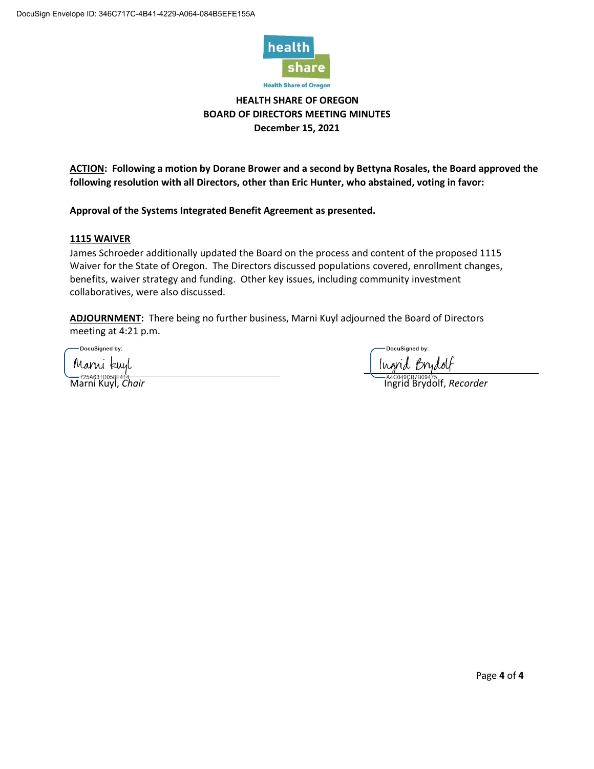# HEALTH SHARE OF OREGON
## BOARD OF DIRECTORS MEETING MINUTES
### December 15, 2021

**ACTION: Following a motion by Dorane Brower and a second by Bettyna Rosales, the Board approved the following resolution with all Directors, other than Eric Hunter, who abstained, voting in favor:**

**Approval of the Systems Integrated Benefit Agreement as presented.**

**1115 WAIVER**

James Schroeder additionally updated the Board on the process and content of the proposed 1115 Waiver for the State of Oregon. The Directors discussed populations covered, enrollment changes, benefits, waiver strategy and funding. Other key issues, including community investment collaboratives, were also discussed.

**ADJOURNMENT:** There being no further business, Marni Kuyl adjourned the Board of Directors meeting at 4:21 p.m.

DocuSigned by:
Marni Kuyl
725A631D058E414
Marni Kuyl, *Chair*

DocuSigned by:
Ingrid Brydolf
A4C049CB7B09475
Ingrid Brydolf, *Recorder*